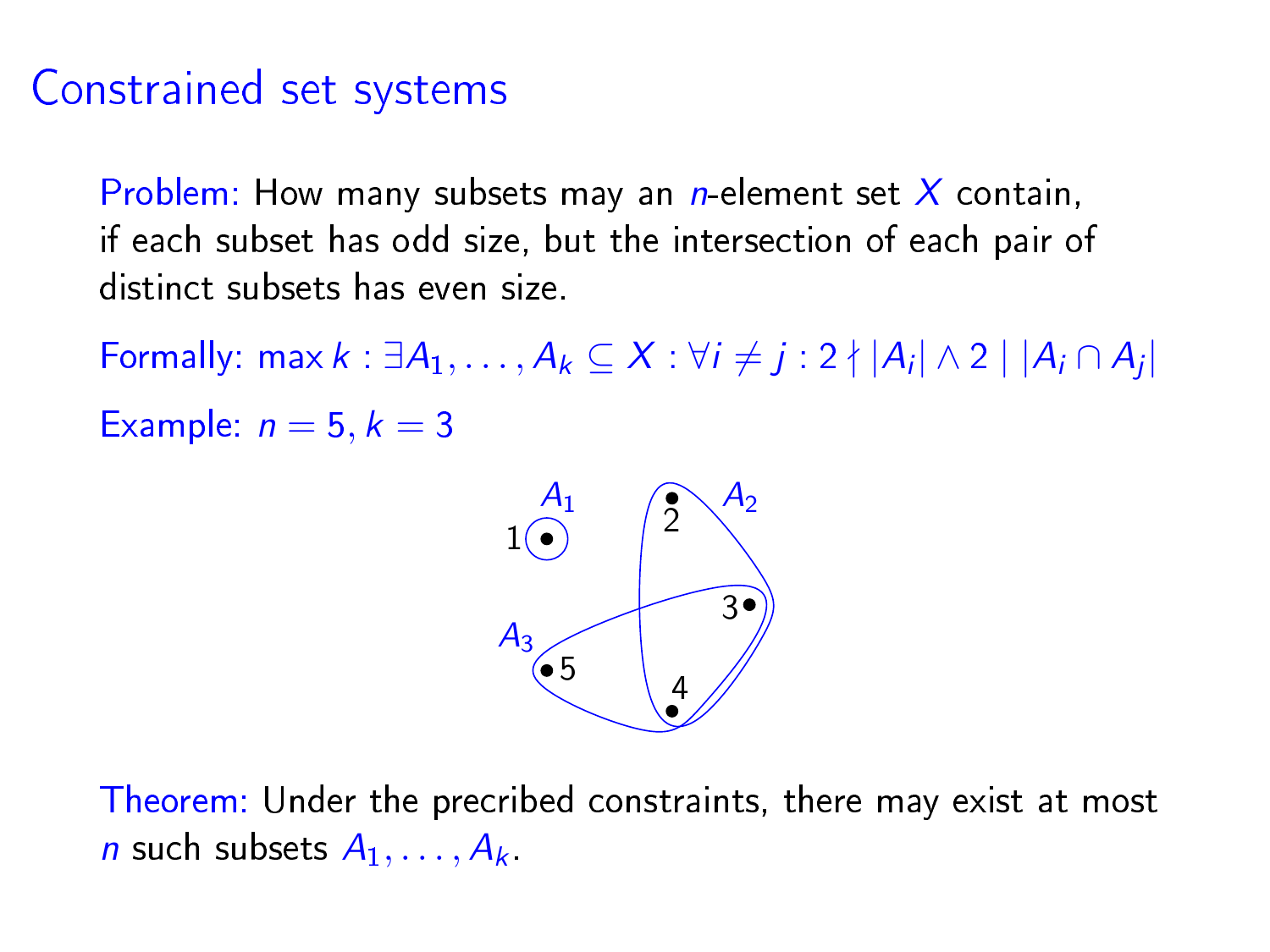# Constrained set systems

Problem: How many subsets may an $n$-element set $X$ contain, if each subset has odd size, but the intersection of each pair of distinct subsets has even size.

Formally: $\max k : \exists A_1, \ldots, A_k \subseteq X : \forall i \neq j : 2 \nmid |A_i| \wedge 2 \mid |A_i \cap A_j|$

Example: $n = 5, k = 3$

Theorem: Under the precribed constraints, there may exist at most $n$ such subsets $A_1, \ldots, A_k$.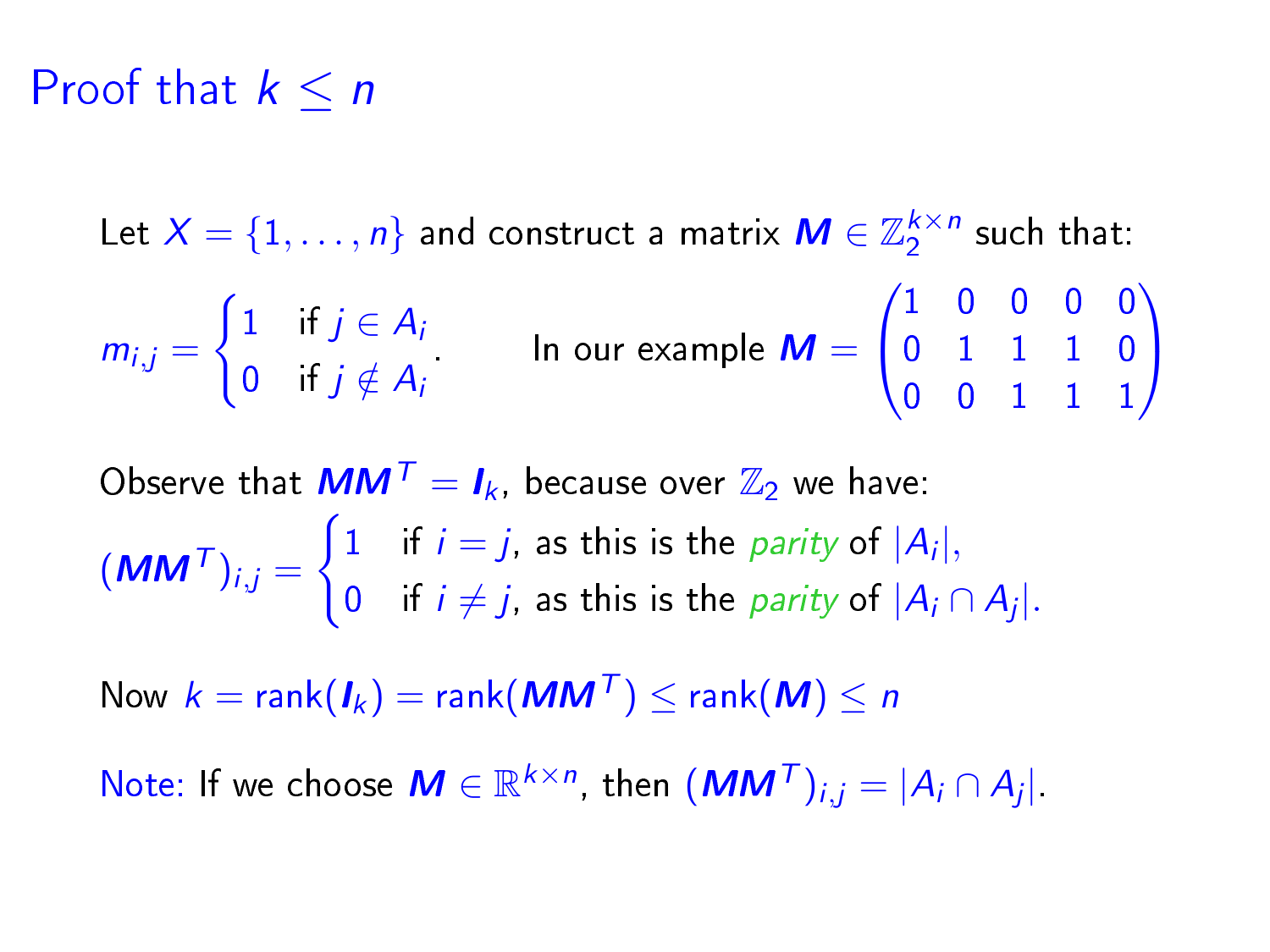# Proof that $k \leq n$

Let $X = \{1, \ldots, n\}$ and construct a matrix $\boldsymbol{M} \in \mathbb{Z}_2^{k \times n}$ such that:

$$m_{i,j} = \begin{cases} 1 & \text{if } j \in A_i \\ 0 & \text{if } j \notin A_i \end{cases}. \qquad \text{In our example } \boldsymbol{M} = \begin{pmatrix} 1 & 0 & 0 & 0 & 0 \\ 0 & 1 & 1 & 1 & 0 \\ 0 & 0 & 1 & 1 & 1 \end{pmatrix}$$

Observe that $\boldsymbol{M}\boldsymbol{M}^T = \boldsymbol{I}_k$, because over $\mathbb{Z}_2$ we have:

$$(\boldsymbol{M}\boldsymbol{M}^T)_{i,j} = \begin{cases} 1 & \text{if } i = j, \text{ as this is the } \textit{parity} \text{ of } |A_i|, \\ 0 & \text{if } i \neq j, \text{ as this is the } \textit{parity} \text{ of } |A_i \cap A_j|. \end{cases}$$

Now $k = \text{rank}(\boldsymbol{I}_k) = \text{rank}(\boldsymbol{M}\boldsymbol{M}^T) \leq \text{rank}(\boldsymbol{M}) \leq n$

Note: If we choose $\boldsymbol{M} \in \mathbb{R}^{k \times n}$, then $(\boldsymbol{M}\boldsymbol{M}^T)_{i,j} = |A_i \cap A_j|$.